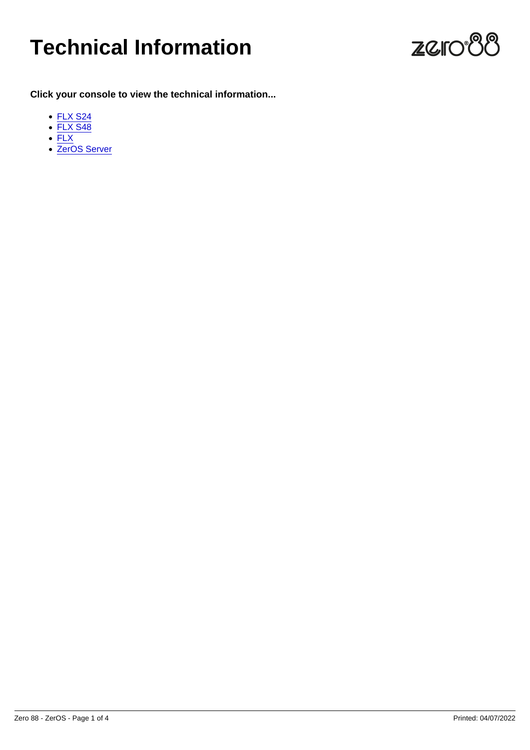# Technical Information

**Click your console to view the technical information...**

- FLX S24
- FLX S48
- FLX
- ZerOS Server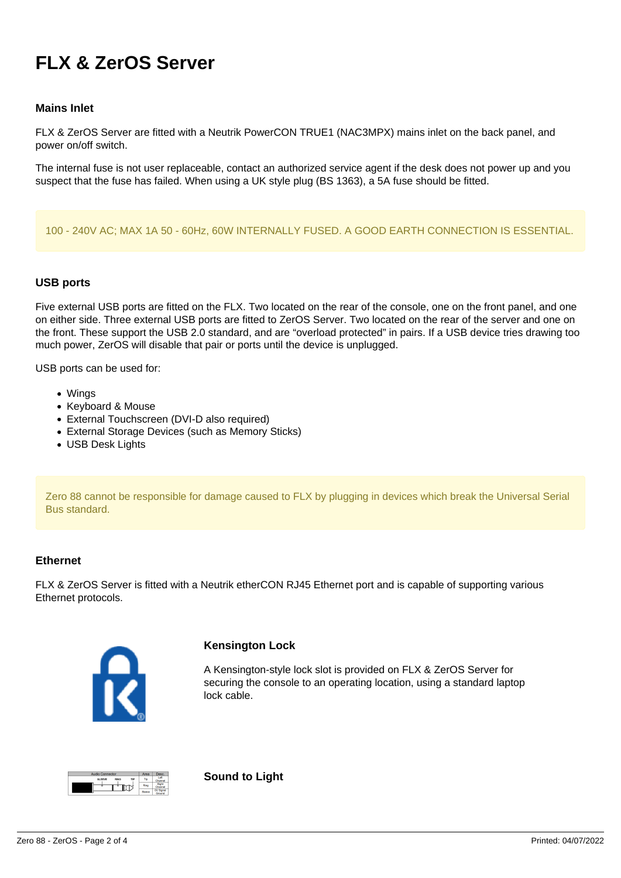# FLX & ZerOS Server

### Mains Inlet

FLX & ZerOS Server are fitted with a Neutrik PowerCON TRUE1 (NAC3MPX) mains inlet on the back panel, and power on/off switch.

The internal fuse is not user replaceable, contact an authorized service agent if the desk does not power up and you suspect that the fuse has failed. When using a UK style plug (BS 1363), a 5A fuse should be fitted.

> 100 - 240V AC; MAX 1A 50 - 60Hz, 60W INTERNALLY FUSED. A GOOD EARTH CONNECTION IS ESSENTIAL.

### USB ports

Five external USB ports are fitted on the FLX. Two located on the rear of the console, one on the front panel, and one on either side. Three external USB ports are fitted to ZerOS Server. Two located on the rear of the server and one on the front. These support the USB 2.0 standard, and are “overload protected” in pairs. If a USB device tries drawing too much power, ZerOS will disable that pair or ports until the device is unplugged.

USB ports can be used for:

- Wings
- Keyboard & Mouse
- External Touchscreen (DVI-D also required)
- External Storage Devices (such as Memory Sticks)
- USB Desk Lights

> Zero 88 cannot be responsible for damage caused to FLX by plugging in devices which break the Universal Serial Bus standard.

### Ethernet

FLX & ZerOS Server is fitted with a Neutrik etherCON RJ45 Ethernet port and is capable of supporting various Ethernet protocols.

### Kensington Lock

A Kensington-style lock slot is provided on FLX & ZerOS Server for securing the console to an operating location, using a standard laptop lock cable.

### Sound to Light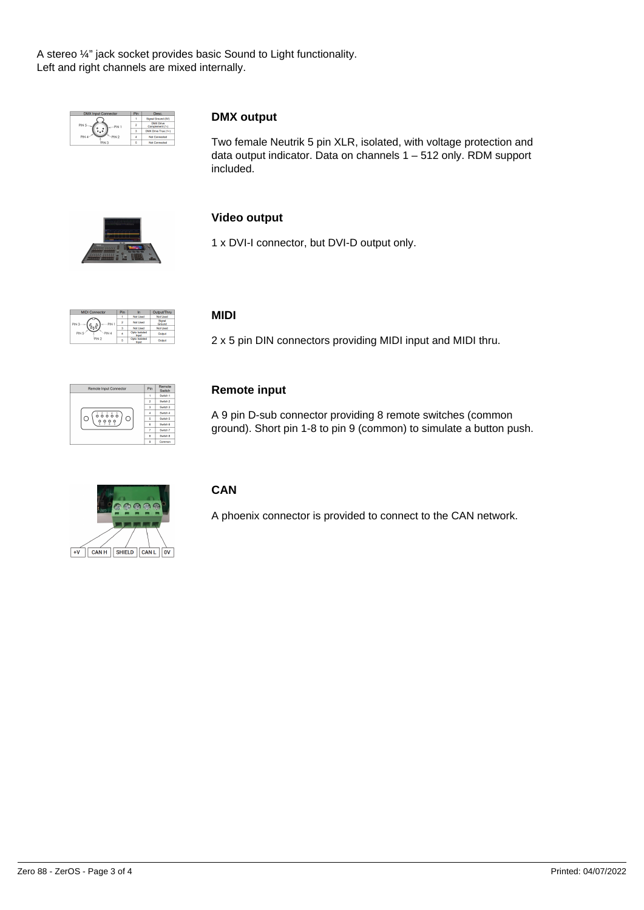A stereo ¼" jack socket provides basic Sound to Light functionality.
Left and right channels are mixed internally.

### DMX output

Two female Neutrik 5 pin XLR, isolated, with voltage protection and data output indicator. Data on channels 1 – 512 only. RDM support included.

### Video output

1 x DVI-I connector, but DVI-D output only.

### MIDI

2 x 5 pin DIN connectors providing MIDI input and MIDI thru.

### Remote input

A 9 pin D-sub connector providing 8 remote switches (common ground). Short pin 1-8 to pin 9 (common) to simulate a button push.

### CAN

A phoenix connector is provided to connect to the CAN network.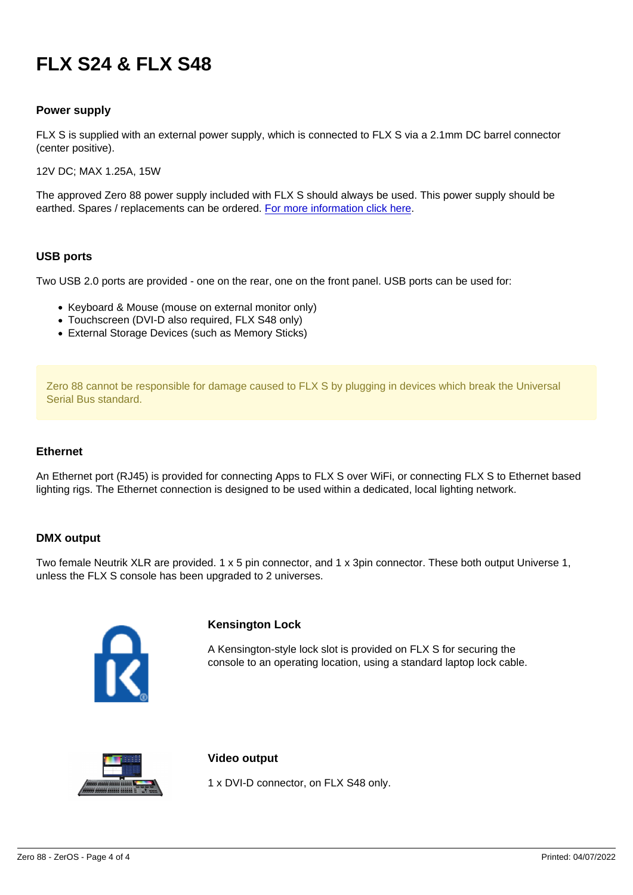# FLX S24 & FLX S48

### Power supply

FLX S is supplied with an external power supply, which is connected to FLX S via a 2.1mm DC barrel connector (center positive).

12V DC; MAX 1.25A, 15W

The approved Zero 88 power supply included with FLX S should always be used. This power supply should be earthed. Spares / replacements can be ordered. For more information click here.

### USB ports

Two USB 2.0 ports are provided - one on the rear, one on the front panel. USB ports can be used for:

- Keyboard & Mouse (mouse on external monitor only)
- Touchscreen (DVI-D also required, FLX S48 only)
- External Storage Devices (such as Memory Sticks)

Zero 88 cannot be responsible for damage caused to FLX S by plugging in devices which break the Universal Serial Bus standard.

### Ethernet

An Ethernet port (RJ45) is provided for connecting Apps to FLX S over WiFi, or connecting FLX S to Ethernet based lighting rigs. The Ethernet connection is designed to be used within a dedicated, local lighting network.

### DMX output

Two female Neutrik XLR are provided. 1 x 5 pin connector, and 1 x 3pin connector. These both output Universe 1, unless the FLX S console has been upgraded to 2 universes.

### Kensington Lock

A Kensington-style lock slot is provided on FLX S for securing the console to an operating location, using a standard laptop lock cable.

### Video output

1 x DVI-D connector, on FLX S48 only.